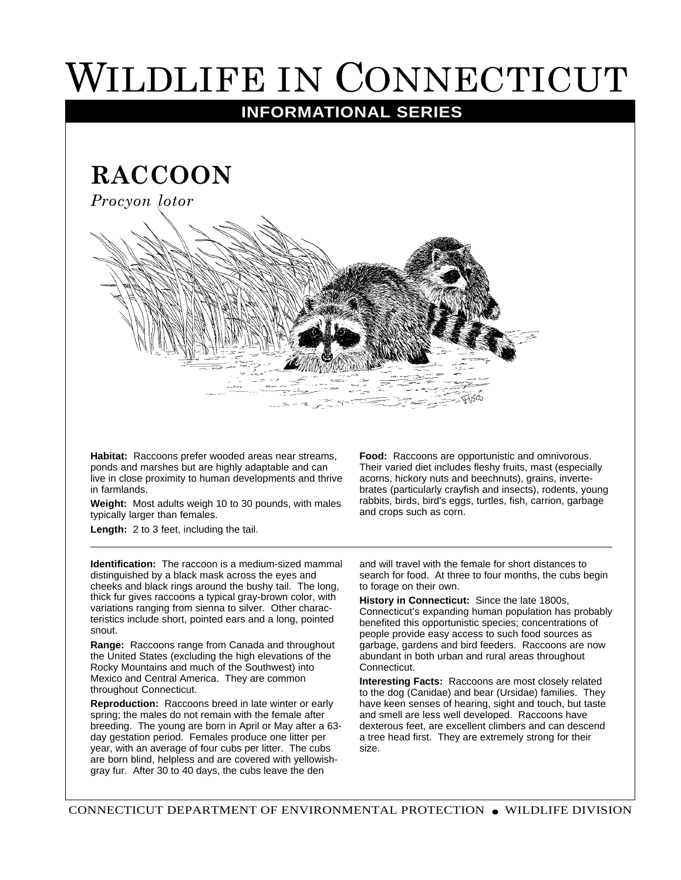# Wildlife in Connecticut

## INFORMATIONAL SERIES

## RACCOON

*Procyon lotor*

**Habitat:** Raccoons prefer wooded areas near streams, ponds and marshes but are highly adaptable and can live in close proximity to human developments and thrive in farmlands.

**Weight:** Most adults weigh 10 to 30 pounds, with males typically larger than females.

**Length:** 2 to 3 feet, including the tail.

**Food:** Raccoons are opportunistic and omnivorous. Their varied diet includes fleshy fruits, mast (especially acorns, hickory nuts and beechnuts), grains, invertebrates (particularly crayfish and insects), rodents, young rabbits, birds, bird's eggs, turtles, fish, carrion, garbage and crops such as corn.

---

**Identification:** The raccoon is a medium-sized mammal distinguished by a black mask across the eyes and cheeks and black rings around the bushy tail. The long, thick fur gives raccoons a typical gray-brown color, with variations ranging from sienna to silver. Other characteristics include short, pointed ears and a long, pointed snout.

**Range:** Raccoons range from Canada and throughout the United States (excluding the high elevations of the Rocky Mountains and much of the Southwest) into Mexico and Central America. They are common throughout Connecticut.

**Reproduction:** Raccoons breed in late winter or early spring; the males do not remain with the female after breeding. The young are born in April or May after a 63-day gestation period. Females produce one litter per year, with an average of four cubs per litter. The cubs are born blind, helpless and are covered with yellowish-gray fur. After 30 to 40 days, the cubs leave the den and will travel with the female for short distances to search for food. At three to four months, the cubs begin to forage on their own.

**History in Connecticut:** Since the late 1800s, Connecticut's expanding human population has probably benefited this opportunistic species; concentrations of people provide easy access to such food sources as garbage, gardens and bird feeders. Raccoons are now abundant in both urban and rural areas throughout Connecticut.

**Interesting Facts:** Raccoons are most closely related to the dog (Canidae) and bear (Ursidae) families. They have keen senses of hearing, sight and touch, but taste and smell are less well developed. Raccoons have dexterous feet, are excellent climbers and can descend a tree head first. They are extremely strong for their size.

CONNECTICUT DEPARTMENT OF ENVIRONMENTAL PROTECTION ● WILDLIFE DIVISION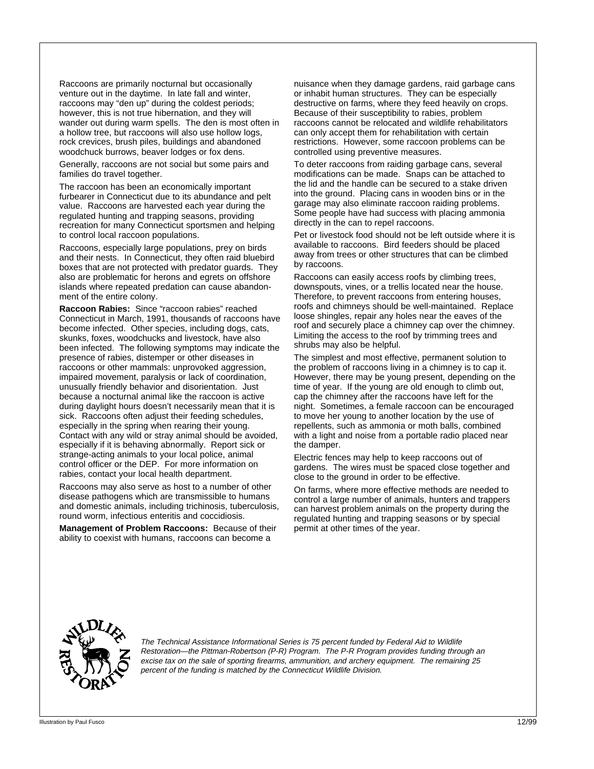Raccoons are primarily nocturnal but occasionally venture out in the daytime. In late fall and winter, raccoons may "den up" during the coldest periods; however, this is not true hibernation, and they will wander out during warm spells. The den is most often in a hollow tree, but raccoons will also use hollow logs, rock crevices, brush piles, buildings and abandoned woodchuck burrows, beaver lodges or fox dens.

Generally, raccoons are not social but some pairs and families do travel together.

The raccoon has been an economically important furbearer in Connecticut due to its abundance and pelt value. Raccoons are harvested each year during the regulated hunting and trapping seasons, providing recreation for many Connecticut sportsmen and helping to control local raccoon populations.

Raccoons, especially large populations, prey on birds and their nests. In Connecticut, they often raid bluebird boxes that are not protected with predator guards. They also are problematic for herons and egrets on offshore islands where repeated predation can cause abandonment of the entire colony.

**Raccoon Rabies:** Since "raccoon rabies" reached Connecticut in March, 1991, thousands of raccoons have become infected. Other species, including dogs, cats, skunks, foxes, woodchucks and livestock, have also been infected. The following symptoms may indicate the presence of rabies, distemper or other diseases in raccoons or other mammals: unprovoked aggression, impaired movement, paralysis or lack of coordination, unusually friendly behavior and disorientation. Just because a nocturnal animal like the raccoon is active during daylight hours doesn't necessarily mean that it is sick. Raccoons often adjust their feeding schedules, especially in the spring when rearing their young. Contact with any wild or stray animal should be avoided, especially if it is behaving abnormally. Report sick or strange-acting animals to your local police, animal control officer or the DEP. For more information on rabies, contact your local health department.

Raccoons may also serve as host to a number of other disease pathogens which are transmissible to humans and domestic animals, including trichinosis, tuberculosis, round worm, infectious enteritis and coccidiosis.

**Management of Problem Raccoons:** Because of their ability to coexist with humans, raccoons can become a nuisance when they damage gardens, raid garbage cans or inhabit human structures. They can be especially destructive on farms, where they feed heavily on crops. Because of their susceptibility to rabies, problem raccoons cannot be relocated and wildlife rehabilitators can only accept them for rehabilitation with certain restrictions. However, some raccoon problems can be controlled using preventive measures.

To deter raccoons from raiding garbage cans, several modifications can be made. Snaps can be attached to the lid and the handle can be secured to a stake driven into the ground. Placing cans in wooden bins or in the garage may also eliminate raccoon raiding problems. Some people have had success with placing ammonia directly in the can to repel raccoons.

Pet or livestock food should not be left outside where it is available to raccoons. Bird feeders should be placed away from trees or other structures that can be climbed by raccoons.

Raccoons can easily access roofs by climbing trees, downspouts, vines, or a trellis located near the house. Therefore, to prevent raccoons from entering houses, roofs and chimneys should be well-maintained. Replace loose shingles, repair any holes near the eaves of the roof and securely place a chimney cap over the chimney. Limiting the access to the roof by trimming trees and shrubs may also be helpful.

The simplest and most effective, permanent solution to the problem of raccoons living in a chimney is to cap it. However, there may be young present, depending on the time of year. If the young are old enough to climb out, cap the chimney after the raccoons have left for the night. Sometimes, a female raccoon can be encouraged to move her young to another location by the use of repellents, such as ammonia or moth balls, combined with a light and noise from a portable radio placed near the damper.

Electric fences may help to keep raccoons out of gardens. The wires must be spaced close together and close to the ground in order to be effective.

On farms, where more effective methods are needed to control a large number of animals, hunters and trappers can harvest problem animals on the property during the regulated hunting and trapping seasons or by special permit at other times of the year.

WILDLIFE RESTORATION

*The Technical Assistance Informational Series is 75 percent funded by Federal Aid to Wildlife Restoration—the Pittman-Robertson (P-R) Program. The P-R Program provides funding through an excise tax on the sale of sporting firearms, ammunition, and archery equipment. The remaining 25 percent of the funding is matched by the Connecticut Wildlife Division.*

Illustration by Paul Fusco

12/99